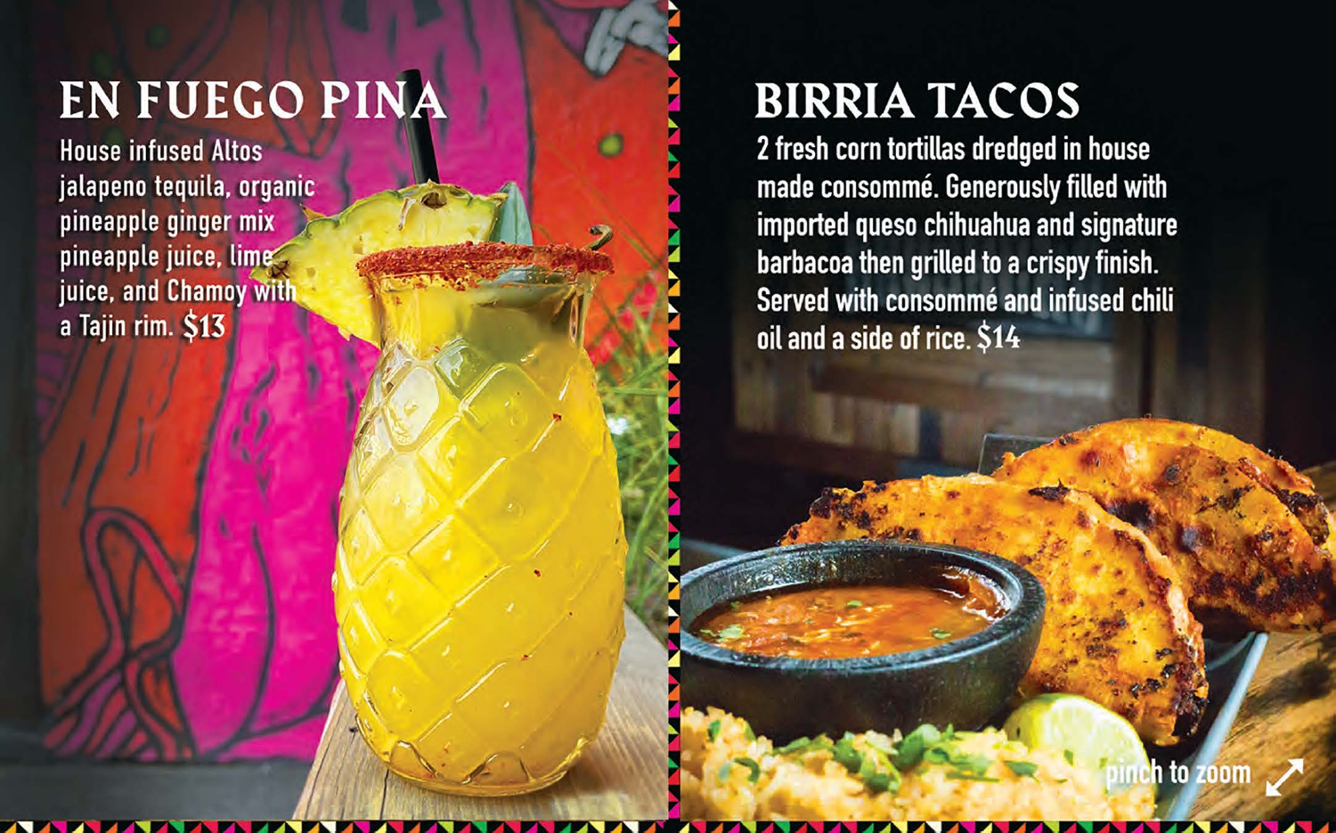# EN FUEGO PINA

House infused Altos jalapeno tequila, organic pineapple ginger mix pineapple juice, lime juice, and Chamoy with a Tajin rim. $13

# BIRRIA TACOS

2 fresh corn tortillas dredged in house made consommé. Generously filled with imported queso chihuahua and signature barbacoa then grilled to a crispy finish. Served with consommé and infused chili oil and a side of rice. $14

pinch to zoom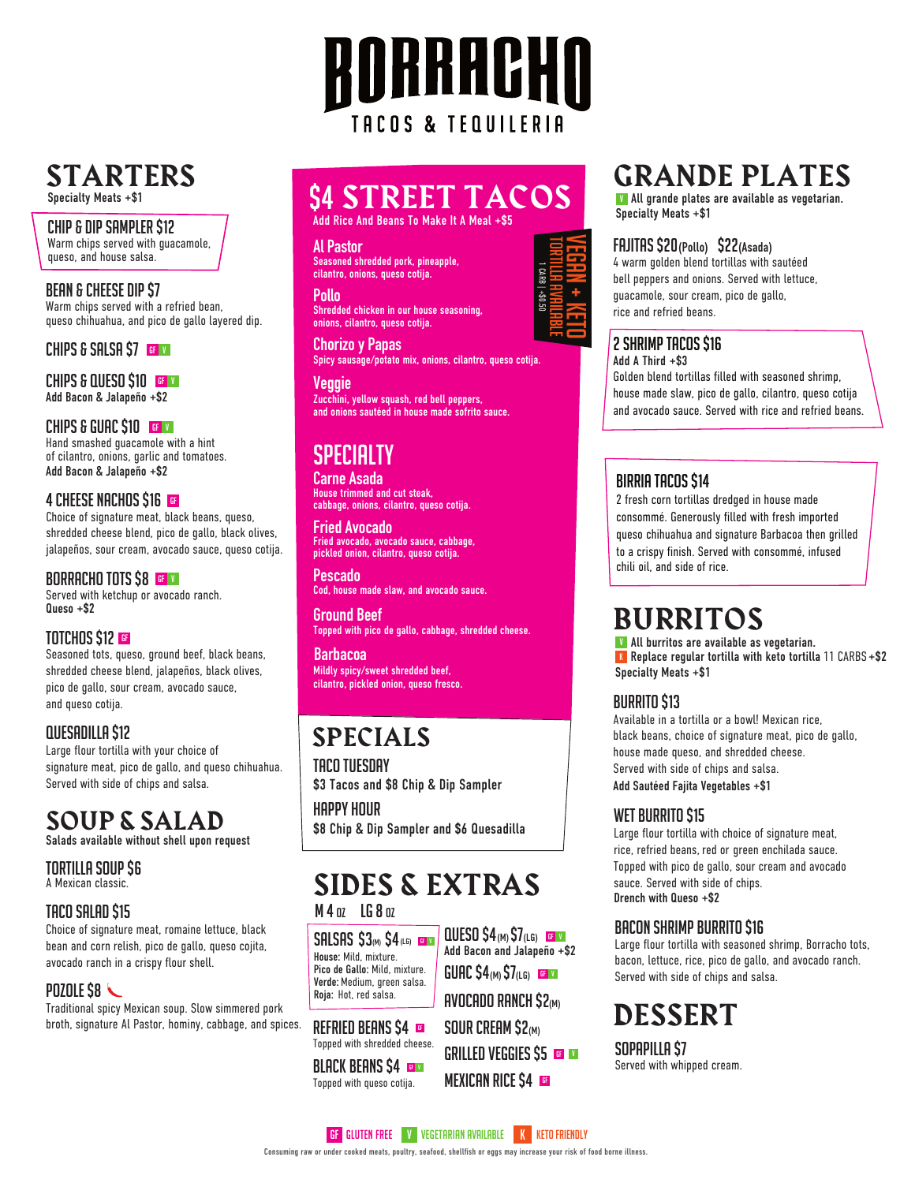# BORRACHO

TACOS & TEQUILERIA

## STARTERS

Specialty Meats +$1

### CHIP & DIP SAMPLER $12

Warm chips served with guacamole, queso, and house salsa.

### BEAN & CHEESE DIP $7

Warm chips served with a refried bean, queso chihuahua, and pico de gallo layered dip.

### CHIPS & SALSA $7 GF V

### CHIPS & QUESO $10 GF V

**Add Bacon & Jalapeño +$2**

### CHIPS & GUAC $10 GF V

Hand smashed guacamole with a hint of cilantro, onions, garlic and tomatoes.
**Add Bacon & Jalapeño +$2**

### 4 CHEESE NACHOS $16 GF

Choice of signature meat, black beans, queso, shredded cheese blend, pico de gallo, black olives, jalapeños, sour cream, avocado sauce, queso cotija.

### BORRACHO TOTS $8 GF V

Served with ketchup or avocado ranch.
**Queso +$2**

### TOTCHOS $12 GF

Seasoned tots, queso, ground beef, black beans, shredded cheese blend, jalapeños, black olives, pico de gallo, sour cream, avocado sauce, and queso cotija.

### QUESADILLA $12

Large flour tortilla with your choice of signature meat, pico de gallo, and queso chihuahua. Served with side of chips and salsa.

## SOUP & SALAD

Salads available without shell upon request

### TORTILLA SOUP $6

A Mexican classic.

### TACO SALAD $15

Choice of signature meat, romaine lettuce, black bean and corn relish, pico de gallo, queso cojita, avocado ranch in a crispy flour shell.

### POZOLE $8 🌶

Traditional spicy Mexican soup. Slow simmered pork broth, signature Al Pastor, hominy, cabbage, and spices.

## $4 STREET TACOS

Add Rice And Beans To Make It A Meal +$5

**VEGAN + KETO TORTILLA AVAILABLE** 1 CARB | +$0.50

### Al Pastor

Seasoned shredded pork, pineapple, cilantro, onions, queso cotija.

### Pollo

Shredded chicken in our house seasoning, onions, cilantro, queso cotija.

### Chorizo y Papas

Spicy sausage/potato mix, onions, cilantro, queso cotija.

### Veggie

Zucchini, yellow squash, red bell peppers, and onions sautéed in house made sofrito sauce.

## SPECIALTY

### Carne Asada

House trimmed and cut steak, cabbage, onions, cilantro, queso cotija.

### Fried Avocado

Fried avocado, avocado sauce, cabbage, pickled onion, cilantro, queso cotija.

### Pescado

Cod, house made slaw, and avocado sauce.

### Ground Beef

Topped with pico de gallo, cabbage, shredded cheese.

### Barbacoa

Mildly spicy/sweet shredded beef, cilantro, pickled onion, queso fresco.

## SPECIALS

### TACO TUESDAY

$3 Tacos and $8 Chip & Dip Sampler

### HAPPY HOUR

$8 Chip & Dip Sampler and $6 Quesadilla

## SIDES & EXTRAS

M 4 oz LG 8 oz

### SALSAS $3(M) $4(LG) GF V

**House:** Mild, mixture.
**Pico de Gallo:** Mild, mixture.
**Verde:** Medium, green salsa.
**Roja:** Hot, red salsa.

### REFRIED BEANS $4 GF

Topped with shredded cheese.

### BLACK BEANS $4 GF V

Topped with queso cotija.

### QUESO $4(M) $7(LG) GF V

**Add Bacon and Jalapeño +$2**

### GUAC $4(M) $7(LG) GF V

### AVOCADO RANCH $2(M)

### SOUR CREAM $2(M)

### GRILLED VEGGIES $5 GF V

### MEXICAN RICE $4 GF

## GRANDE PLATES

V **All grande plates are available as vegetarian.**
**Specialty Meats +$1**

### FAJITAS $20 (Pollo) $22 (Asada)

4 warm golden blend tortillas with sautéed bell peppers and onions. Served with lettuce, guacamole, sour cream, pico de gallo, rice and refried beans.

### 2 SHRIMP TACOS $16

**Add A Third +$3**
Golden blend tortillas filled with seasoned shrimp, house made slaw, pico de gallo, cilantro, queso cotija and avocado sauce. Served with rice and refried beans.

### BIRRIA TACOS $14

2 fresh corn tortillas dredged in house made consommé. Generously filled with fresh imported queso chihuahua and signature Barbacoa then grilled to a crispy finish. Served with consommé, infused chili oil, and side of rice.

## BURRITOS

V **All burritos are available as vegetarian.**
K **Replace regular tortilla with keto tortilla** 11 CARBS **+$2**
**Specialty Meats +$1**

### BURRITO $13

Available in a tortilla or a bowl! Mexican rice, black beans, choice of signature meat, pico de gallo, house made queso, and shredded cheese. Served with side of chips and salsa.
**Add Sautéed Fajita Vegetables +$1**

### WET BURRITO $15

Large flour tortilla with choice of signature meat, rice, refried beans, red or green enchilada sauce. Topped with pico de gallo, sour cream and avocado sauce. Served with side of chips.
**Drench with Queso +$2**

### BACON SHRIMP BURRITO $16

Large flour tortilla with seasoned shrimp, Borracho tots, bacon, lettuce, rice, pico de gallo, and avocado ranch. Served with side of chips and salsa.

## DESSERT

### SOPAPILLA $7

Served with whipped cream.

GF GLUTEN FREE V VEGETARIAN AVAILABLE K KETO FRIENDLY

Consuming raw or under cooked meats, poultry, seafood, shellfish or eggs may increase your risk of food borne illness.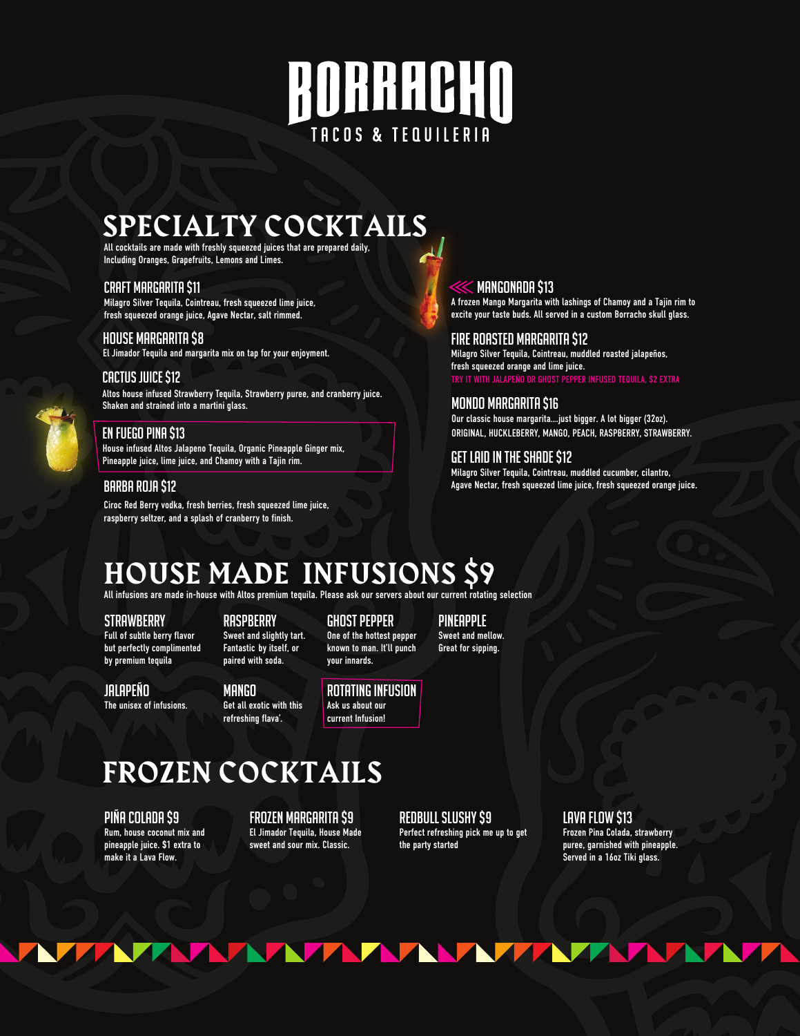# BORRACHO

TACOS & TEQUILERIA

## SPECIALTY COCKTAILS

All cocktails are made with freshly squeezed juices that are prepared daily, Including Oranges, Grapefruits, Lemons and Limes.

### CRAFT MARGARITA $11

Milagro Silver Tequila, Cointreau, fresh squeezed lime juice, fresh squeezed orange juice, Agave Nectar, salt rimmed.

### HOUSE MARGARITA $8

El Jimador Tequila and margarita mix on tap for your enjoyment.

### CACTUS JUICE $12

Altos house infused Strawberry Tequila, Strawberry puree, and cranberry juice. Shaken and strained into a martini glass.

### EN FUEGO PINA $13

House infused Altos Jalapeno Tequila, Organic Pineapple Ginger mix, Pineapple juice, lime juice, and Chamoy with a Tajin rim.

### BARBA ROJA $12

Ciroc Red Berry vodka, fresh berries, fresh squeezed lime juice, raspberry seltzer, and a splash of cranberry to finish.

### MANGONADA $13

A frozen Mango Margarita with lashings of Chamoy and a Tajin rim to excite your taste buds. All served in a custom Borracho skull glass.

### FIRE ROASTED MARGARITA $12

Milagro Silver Tequila, Cointreau, muddled roasted jalapeños, fresh squeezed orange and lime juice.

TRY IT WITH JALAPEÑO OR GHOST PEPPER INFUSED TEQUILA, $2 EXTRA

### MONDO MARGARITA $16

Our classic house margarita....just bigger. A lot bigger (32oz).

ORIGINAL, HUCKLEBERRY, MANGO, PEACH, RASPBERRY, STRAWBERRY.

### GET LAID IN THE SHADE $12

Milagro Silver Tequila, Cointreau, muddled cucumber, cilantro, Agave Nectar, fresh squeezed lime juice, fresh squeezed orange juice.

## HOUSE MADE INFUSIONS $9

All infusions are made in-house with Altos premium tequila. Please ask our servers about our current rotating selection

### STRAWBERRY

Full of subtle berry flavor but perfectly complimented by premium tequila

### RASPBERRY

Sweet and slightly tart. Fantastic by itself, or paired with soda.

### GHOST PEPPER

One of the hottest pepper known to man. It'll punch your innards.

### PINEAPPLE

Sweet and mellow. Great for sipping.

### JALAPEÑO

The unisex of infusions.

### MANGO

Get all exotic with this refreshing flava'.

### ROTATING INFUSION

Ask us about our current Infusion!

## FROZEN COCKTAILS

### PIÑA COLADA $9

Rum, house coconut mix and pineapple juice. $1 extra to make it a Lava Flow.

### FROZEN MARGARITA $9

El Jimador Tequila, House Made sweet and sour mix. Classic.

### REDBULL SLUSHY $9

Perfect refreshing pick me up to get the party started

### LAVA FLOW $13

Frozen Pina Colada, strawberry puree, garnished with pineapple. Served in a 16oz Tiki glass.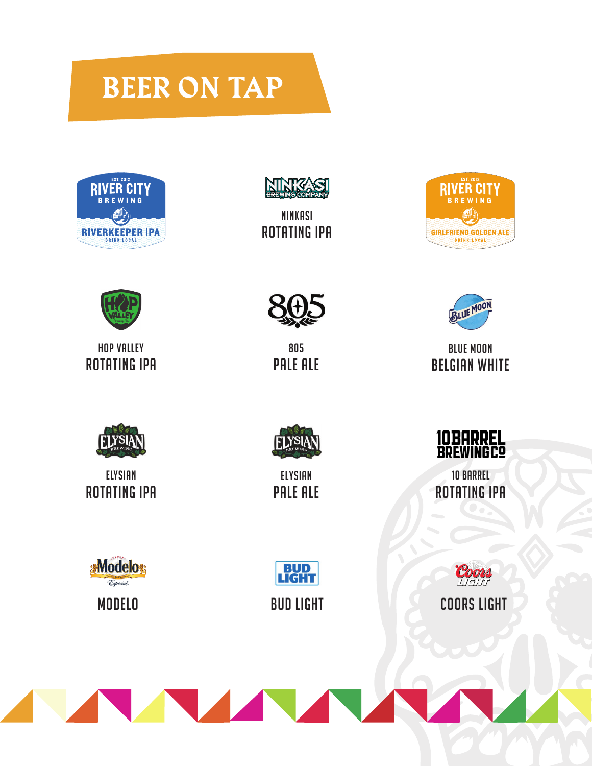# BEER ON TAP

RIVER CITY BREWING
RIVERKEEPER IPA

NINKASI
ROTATING IPA

RIVER CITY BREWING
GIRLFRIEND GOLDEN ALE

HOP VALLEY
ROTATING IPA

805
PALE ALE

BLUE MOON
BELGIAN WHITE

ELYSIAN
ROTATING IPA

ELYSIAN
PALE ALE

10 BARREL
ROTATING IPA

MODELO

BUD LIGHT

COORS LIGHT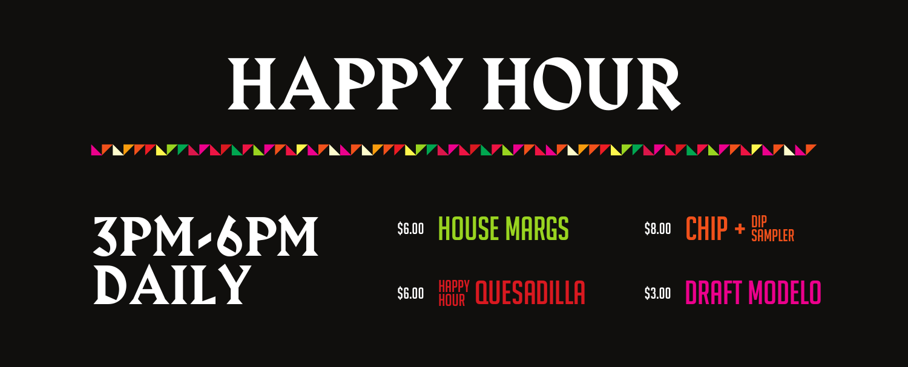# HAPPY HOUR

## 3PM-6PM DAILY

- $6.00 HOUSE MARGS
- $8.00 CHIP + DIP SAMPLER
- $6.00 HAPPY HOUR QUESADILLA
- $3.00 DRAFT MODELO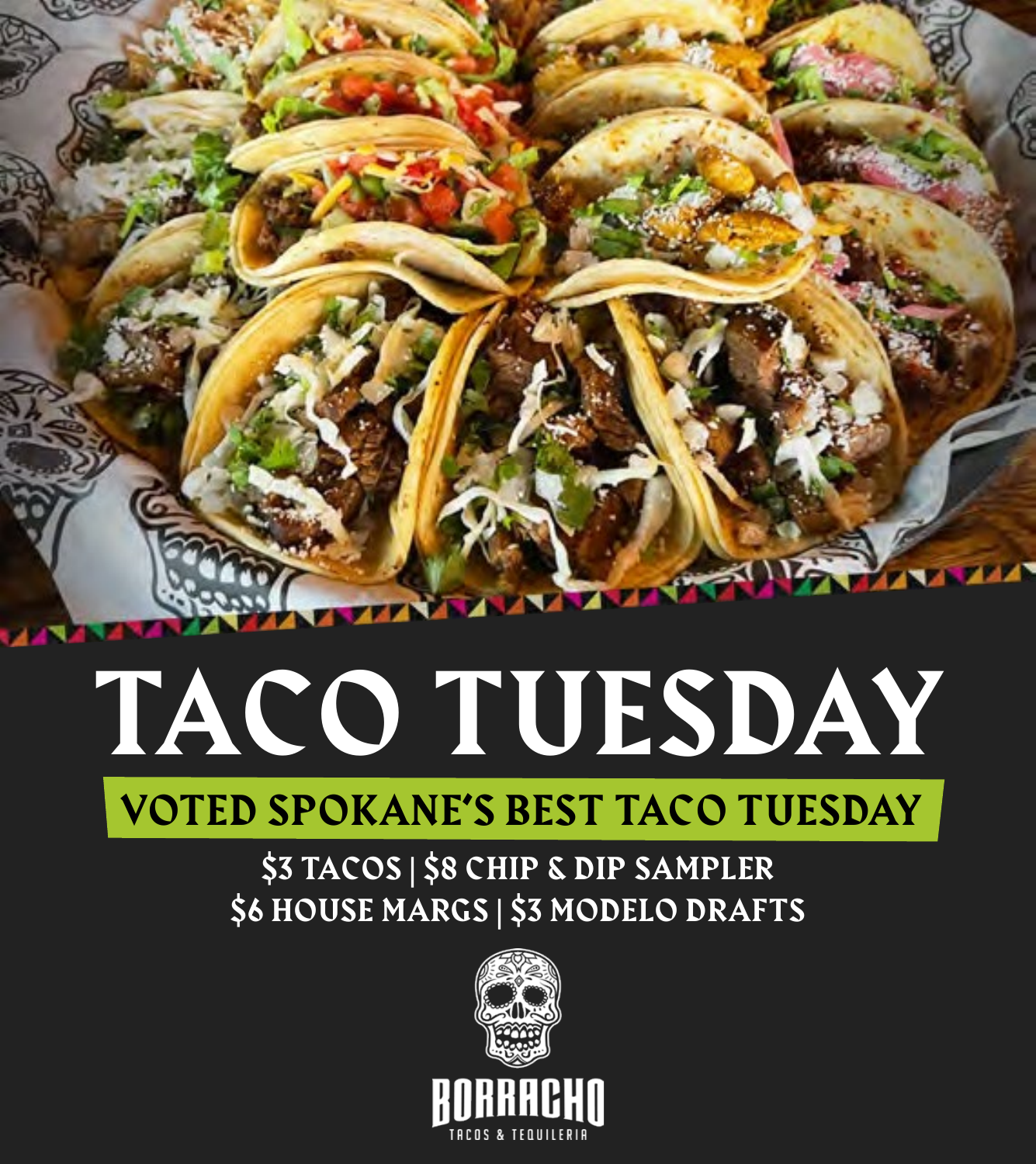# TACO TUESDAY

**VOTED SPOKANE'S BEST TACO TUESDAY**

$3 TACOS | $8 CHIP & DIP SAMPLER
$6 HOUSE MARGS | $3 MODELO DRAFTS

BORRACHO
TACOS & TEQUILERIA